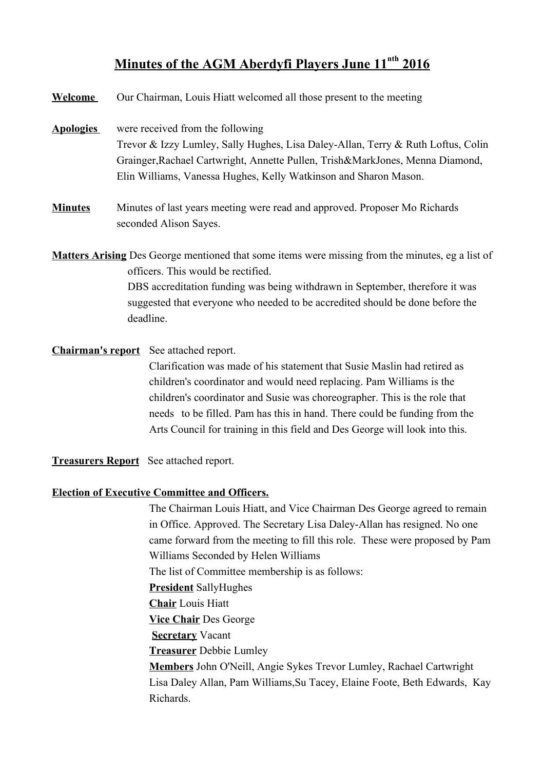# Minutes of the AGM Aberdyfi Players June 11[nth] 2016

**Welcome** Our Chairman, Louis Hiatt welcomed all those present to the meeting

**Apologies** were received from the following
Trevor & Izzy Lumley, Sally Hughes, Lisa Daley-Allan, Terry & Ruth Loftus, Colin Grainger,Rachael Cartwright, Annette Pullen, Trish&MarkJones, Menna Diamond, Elin Williams, Vanessa Hughes, Kelly Watkinson and Sharon Mason.

**Minutes** Minutes of last years meeting were read and approved. Proposer Mo Richards seconded Alison Sayes.

**Matters Arising** Des George mentioned that some items were missing from the minutes, eg a list of officers. This would be rectified.
DBS accreditation funding was being withdrawn in September, therefore it was suggested that everyone who needed to be accredited should be done before the deadline.

**Chairman's report** See attached report.
Clarification was made of his statement that Susie Maslin had retired as children's coordinator and would need replacing. Pam Williams is the children's coordinator and Susie was choreographer. This is the role that needs to be filled. Pam has this in hand. There could be funding from the Arts Council for training in this field and Des George will look into this.

**Treasurers Report** See attached report.

**Election of Executive Committee and Officers.**

The Chairman Louis Hiatt, and Vice Chairman Des George agreed to remain in Office. Approved. The Secretary Lisa Daley-Allan has resigned. No one came forward from the meeting to fill this role. These were proposed by Pam Williams Seconded by Helen Williams
The list of Committee membership is as follows:

**President** SallyHughes
**Chair** Louis Hiatt
**Vice Chair** Des George
**Secretary** Vacant
**Treasurer** Debbie Lumley
**Members** John O'Neill, Angie Sykes Trevor Lumley, Rachael Cartwright Lisa Daley Allan, Pam Williams,Su Tacey, Elaine Foote, Beth Edwards, Kay Richards.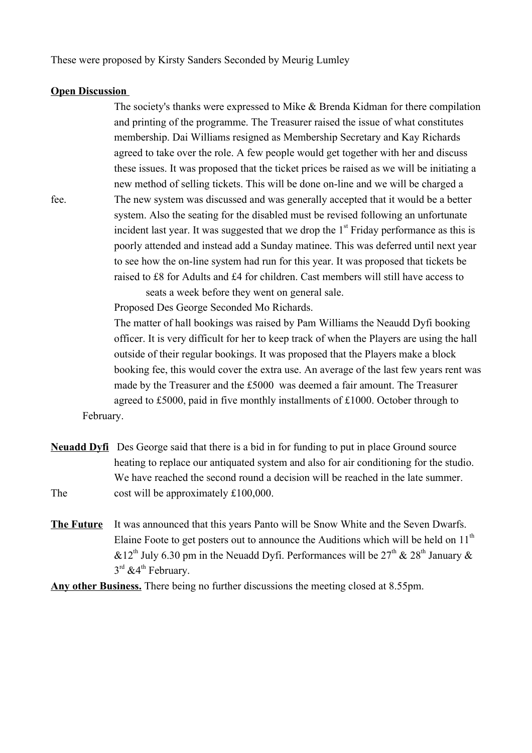These were proposed by Kirsty Sanders Seconded by Meurig Lumley

**Open Discussion**

The society's thanks were expressed to Mike & Brenda Kidman for there compilation and printing of the programme. The Treasurer raised the issue of what constitutes membership. Dai Williams resigned as Membership Secretary and Kay Richards agreed to take over the role. A few people would get together with her and discuss these issues. It was proposed that the ticket prices be raised as we will be initiating a new method of selling tickets. This will be done on-line and we will be charged a fee. The new system was discussed and was generally accepted that it would be a better system. Also the seating for the disabled must be revised following an unfortunate incident last year. It was suggested that we drop the 1st Friday performance as this is poorly attended and instead add a Sunday matinee. This was deferred until next year to see how the on-line system had run for this year. It was proposed that tickets be raised to £8 for Adults and £4 for children. Cast members will still have access to seats a week before they went on general sale.

Proposed Des George Seconded Mo Richards.

The matter of hall bookings was raised by Pam Williams the Neaudd Dyfi booking officer. It is very difficult for her to keep track of when the Players are using the hall outside of their regular bookings. It was proposed that the Players make a block booking fee, this would cover the extra use. An average of the last few years rent was made by the Treasurer and the £5000 was deemed a fair amount. The Treasurer agreed to £5000, paid in five monthly installments of £1000. October through to February.

**Neuadd Dyfi** Des George said that there is a bid in for funding to put in place Ground source heating to replace our antiquated system and also for air conditioning for the studio. We have reached the second round a decision will be reached in the late summer. The cost will be approximately £100,000.

**The Future** It was announced that this years Panto will be Snow White and the Seven Dwarfs. Elaine Foote to get posters out to announce the Auditions which will be held on 11th &12th July 6.30 pm in the Neuadd Dyfi. Performances will be 27th & 28th January & 3rd &4th February.

**Any other Business.** There being no further discussions the meeting closed at 8.55pm.